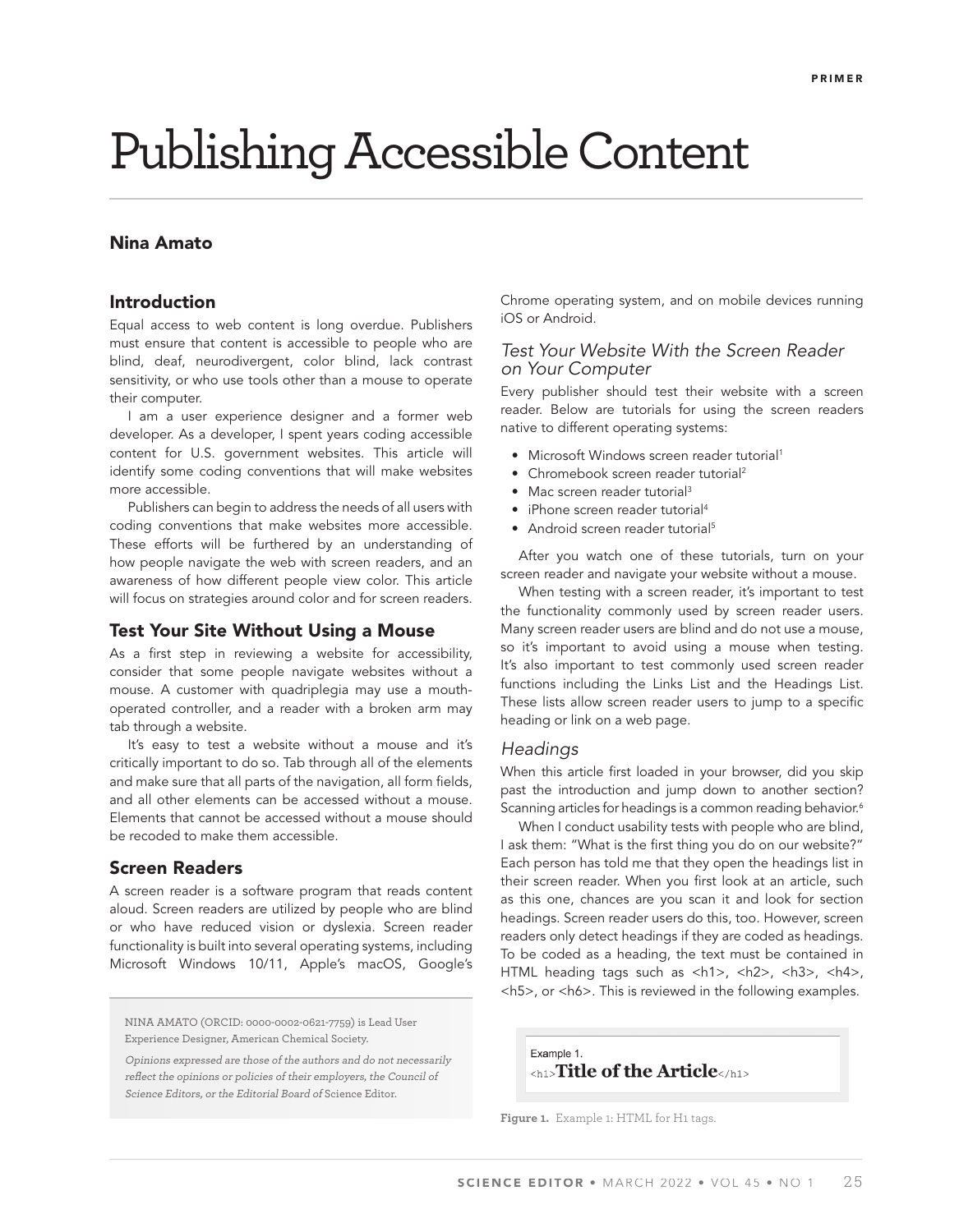PRIMER

# Publishing Accessible Content

**Nina Amato**

## Introduction

Equal access to web content is long overdue. Publishers must ensure that content is accessible to people who are blind, deaf, neurodivergent, color blind, lack contrast sensitivity, or who use tools other than a mouse to operate their computer.

I am a user experience designer and a former web developer. As a developer, I spent years coding accessible content for U.S. government websites. This article will identify some coding conventions that will make websites more accessible.

Publishers can begin to address the needs of all users with coding conventions that make websites more accessible. These efforts will be furthered by an understanding of how people navigate the web with screen readers, and an awareness of how different people view color. This article will focus on strategies around color and for screen readers.

## Test Your Site Without Using a Mouse

As a first step in reviewing a website for accessibility, consider that some people navigate websites without a mouse. A customer with quadriplegia may use a mouth-operated controller, and a reader with a broken arm may tab through a website.

It's easy to test a website without a mouse and it's critically important to do so. Tab through all of the elements and make sure that all parts of the navigation, all form fields, and all other elements can be accessed without a mouse. Elements that cannot be accessed without a mouse should be recoded to make them accessible.

## Screen Readers

A screen reader is a software program that reads content aloud. Screen readers are utilized by people who are blind or who have reduced vision or dyslexia. Screen reader functionality is built into several operating systems, including Microsoft Windows 10/11, Apple's macOS, Google's Chrome operating system, and on mobile devices running iOS or Android.

NINA AMATO (ORCID: 0000-0002-0621-7759) is Lead User Experience Designer, American Chemical Society.

*Opinions expressed are those of the authors and do not necessarily reflect the opinions or policies of their employers, the Council of Science Editors, or the Editorial Board of* Science Editor.

### *Test Your Website With the Screen Reader on Your Computer*

Every publisher should test their website with a screen reader. Below are tutorials for using the screen readers native to different operating systems:

- Microsoft Windows screen reader tutorial[1]
- Chromebook screen reader tutorial[2]
- Mac screen reader tutorial[3]
- iPhone screen reader tutorial[4]
- Android screen reader tutorial[5]

After you watch one of these tutorials, turn on your screen reader and navigate your website without a mouse.

When testing with a screen reader, it's important to test the functionality commonly used by screen reader users. Many screen reader users are blind and do not use a mouse, so it's important to avoid using a mouse when testing. It's also important to test commonly used screen reader functions including the Links List and the Headings List. These lists allow screen reader users to jump to a specific heading or link on a web page.

### *Headings*

When this article first loaded in your browser, did you skip past the introduction and jump down to another section? Scanning articles for headings is a common reading behavior.[6]

When I conduct usability tests with people who are blind, I ask them: "What is the first thing you do on our website?" Each person has told me that they open the headings list in their screen reader. When you first look at an article, such as this one, chances are you scan it and look for section headings. Screen reader users do this, too. However, screen readers only detect headings if they are coded as headings. To be coded as a heading, the text must be contained in HTML heading tags such as <h1>, <h2>, <h3>, <h4>, <h5>, or <h6>. This is reviewed in the following examples.

Example 1.

```
<h1>Title of the Article</h1>
```

**Figure 1.** Example 1: HTML for H1 tags.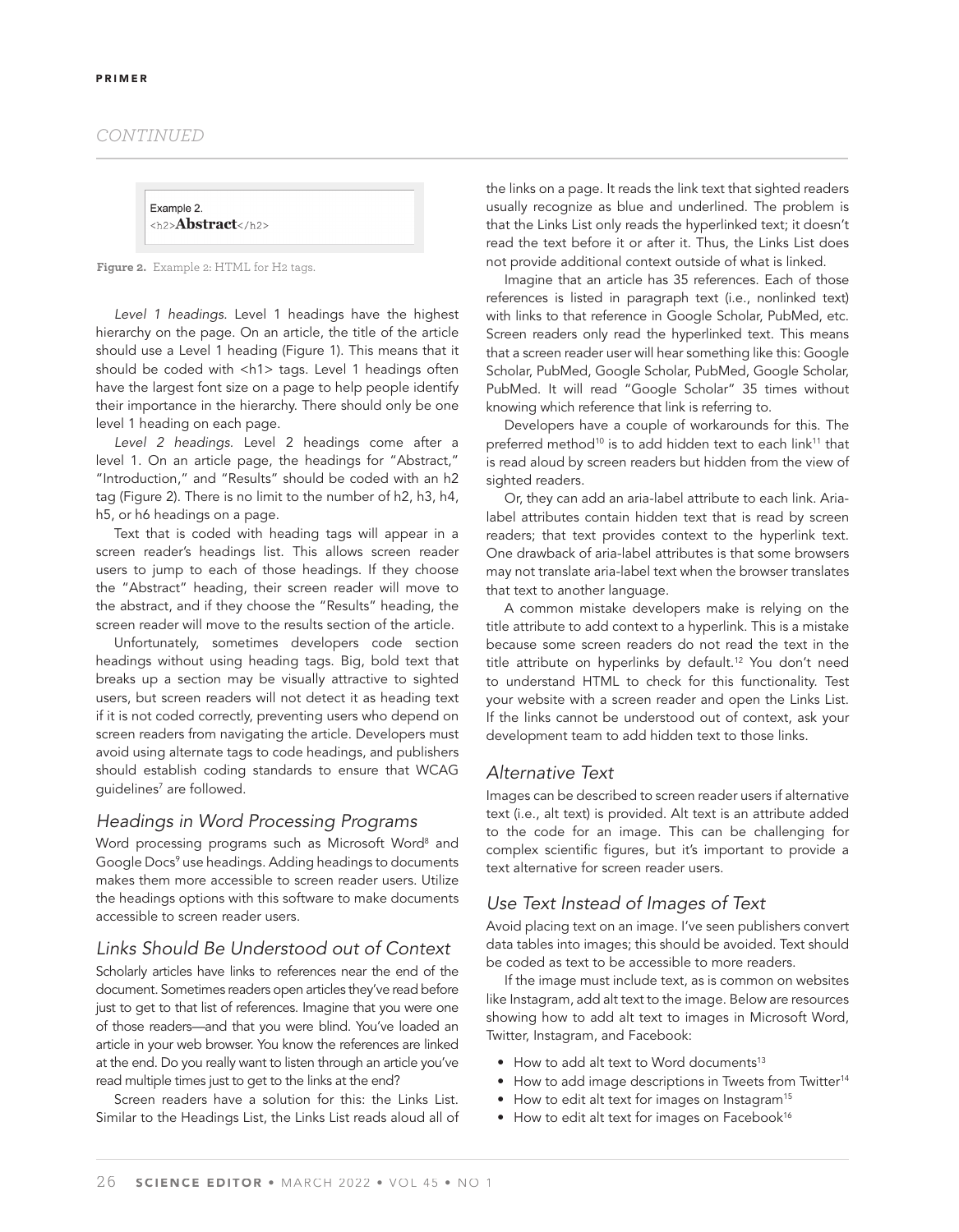```
Example 2.
<h2>Abstract</h2>
```

**Figure 2.** Example 2: HTML for H2 tags.

*Level 1 headings.* Level 1 headings have the highest hierarchy on the page. On an article, the title of the article should use a Level 1 heading (Figure 1). This means that it should be coded with <h1> tags. Level 1 headings often have the largest font size on a page to help people identify their importance in the hierarchy. There should only be one level 1 heading on each page.

*Level 2 headings.* Level 2 headings come after a level 1. On an article page, the headings for "Abstract," "Introduction," and "Results" should be coded with an h2 tag (Figure 2). There is no limit to the number of h2, h3, h4, h5, or h6 headings on a page.

Text that is coded with heading tags will appear in a screen reader's headings list. This allows screen reader users to jump to each of those headings. If they choose the "Abstract" heading, their screen reader will move to the abstract, and if they choose the "Results" heading, the screen reader will move to the results section of the article.

Unfortunately, sometimes developers code section headings without using heading tags. Big, bold text that breaks up a section may be visually attractive to sighted users, but screen readers will not detect it as heading text if it is not coded correctly, preventing users who depend on screen readers from navigating the article. Developers must avoid using alternate tags to code headings, and publishers should establish coding standards to ensure that WCAG guidelines[7] are followed.

## Headings in Word Processing Programs

Word processing programs such as Microsoft Word[8] and Google Docs[9] use headings. Adding headings to documents makes them more accessible to screen reader users. Utilize the headings options with this software to make documents accessible to screen reader users.

## Links Should Be Understood out of Context

Scholarly articles have links to references near the end of the document. Sometimes readers open articles they've read before just to get to that list of references. Imagine that you were one of those readers—and that you were blind. You've loaded an article in your web browser. You know the references are linked at the end. Do you really want to listen through an article you've read multiple times just to get to the links at the end?

Screen readers have a solution for this: the Links List. Similar to the Headings List, the Links List reads aloud all of the links on a page. It reads the link text that sighted readers usually recognize as blue and underlined. The problem is that the Links List only reads the hyperlinked text; it doesn't read the text before it or after it. Thus, the Links List does not provide additional context outside of what is linked.

Imagine that an article has 35 references. Each of those references is listed in paragraph text (i.e., nonlinked text) with links to that reference in Google Scholar, PubMed, etc. Screen readers only read the hyperlinked text. This means that a screen reader user will hear something like this: Google Scholar, PubMed, Google Scholar, PubMed, Google Scholar, PubMed. It will read "Google Scholar" 35 times without knowing which reference that link is referring to.

Developers have a couple of workarounds for this. The preferred method[10] is to add hidden text to each link[11] that is read aloud by screen readers but hidden from the view of sighted readers.

Or, they can add an aria-label attribute to each link. Aria-label attributes contain hidden text that is read by screen readers; that text provides context to the hyperlink text. One drawback of aria-label attributes is that some browsers may not translate aria-label text when the browser translates that text to another language.

A common mistake developers make is relying on the title attribute to add context to a hyperlink. This is a mistake because some screen readers do not read the text in the title attribute on hyperlinks by default.[12] You don't need to understand HTML to check for this functionality. Test your website with a screen reader and open the Links List. If the links cannot be understood out of context, ask your development team to add hidden text to those links.

## Alternative Text

Images can be described to screen reader users if alternative text (i.e., alt text) is provided. Alt text is an attribute added to the code for an image. This can be challenging for complex scientific figures, but it's important to provide a text alternative for screen reader users.

## Use Text Instead of Images of Text

Avoid placing text on an image. I've seen publishers convert data tables into images; this should be avoided. Text should be coded as text to be accessible to more readers.

If the image must include text, as is common on websites like Instagram, add alt text to the image. Below are resources showing how to add alt text to images in Microsoft Word, Twitter, Instagram, and Facebook:

- How to add alt text to Word documents[13]
- How to add image descriptions in Tweets from Twitter[14]
- How to edit alt text for images on Instagram[15]
- How to edit alt text for images on Facebook[16]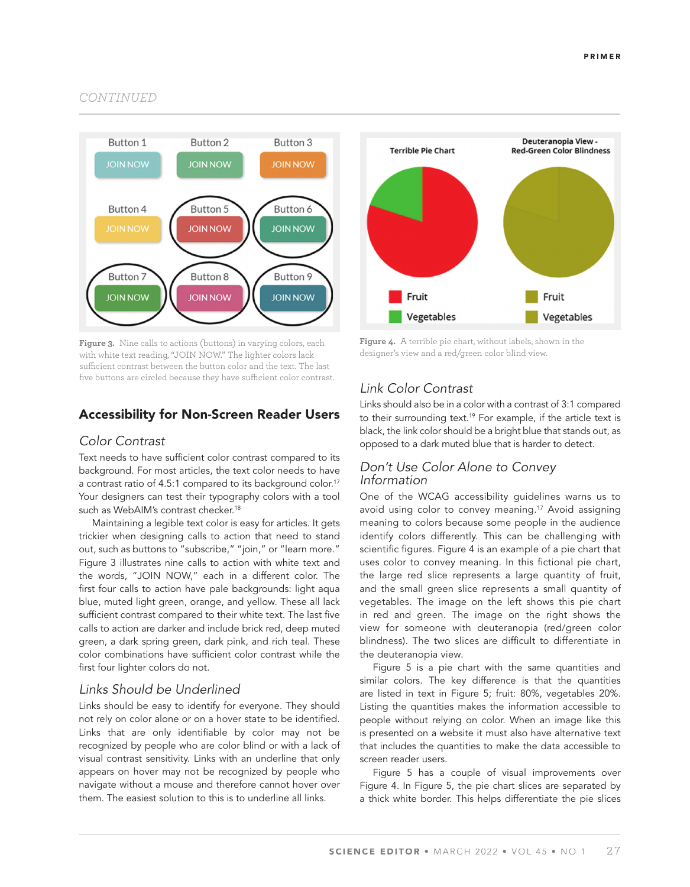CONTINUED

Figure 3. Nine calls to actions (buttons) in varying colors, each with white text reading, "JOIN NOW." The lighter colors lack sufficient contrast between the button color and the text. The last five buttons are circled because they have sufficient color contrast.

Figure 4. A terrible pie chart, without labels, shown in the designer's view and a red/green color blind view.

## Accessibility for Non-Screen Reader Users

### *Color Contrast*

Text needs to have sufficient color contrast compared to its background. For most articles, the text color needs to have a contrast ratio of 4.5:1 compared to its background color.[17] Your designers can test their typography colors with a tool such as WebAIM's contrast checker.[18]

Maintaining a legible text color is easy for articles. It gets trickier when designing calls to action that need to stand out, such as buttons to "subscribe," "join," or "learn more." Figure 3 illustrates nine calls to action with white text and the words, "JOIN NOW," each in a different color. The first four calls to action have pale backgrounds: light aqua blue, muted light green, orange, and yellow. These all lack sufficient contrast compared to their white text. The last five calls to action are darker and include brick red, deep muted green, a dark spring green, dark pink, and rich teal. These color combinations have sufficient color contrast while the first four lighter colors do not.

### *Links Should be Underlined*

Links should be easy to identify for everyone. They should not rely on color alone or on a hover state to be identified. Links that are only identifiable by color may not be recognized by people who are color blind or with a lack of visual contrast sensitivity. Links with an underline that only appears on hover may not be recognized by people who navigate without a mouse and therefore cannot hover over them. The easiest solution to this is to underline all links.

### *Link Color Contrast*

Links should also be in a color with a contrast of 3:1 compared to their surrounding text.[19] For example, if the article text is black, the link color should be a bright blue that stands out, as opposed to a dark muted blue that is harder to detect.

### *Don't Use Color Alone to Convey Information*

One of the WCAG accessibility guidelines warns us to avoid using color to convey meaning.[17] Avoid assigning meaning to colors because some people in the audience identify colors differently. This can be challenging with scientific figures. Figure 4 is an example of a pie chart that uses color to convey meaning. In this fictional pie chart, the large red slice represents a large quantity of fruit, and the small green slice represents a small quantity of vegetables. The image on the left shows this pie chart in red and green. The image on the right shows the view for someone with deuteranopia (red/green color blindness). The two slices are difficult to differentiate in the deuteranopia view.

Figure 5 is a pie chart with the same quantities and similar colors. The key difference is that the quantities are listed in text in Figure 5; fruit: 80%, vegetables 20%. Listing the quantities makes the information accessible to people without relying on color. When an image like this is presented on a website it must also have alternative text that includes the quantities to make the data accessible to screen reader users.

Figure 5 has a couple of visual improvements over Figure 4. In Figure 5, the pie chart slices are separated by a thick white border. This helps differentiate the pie slices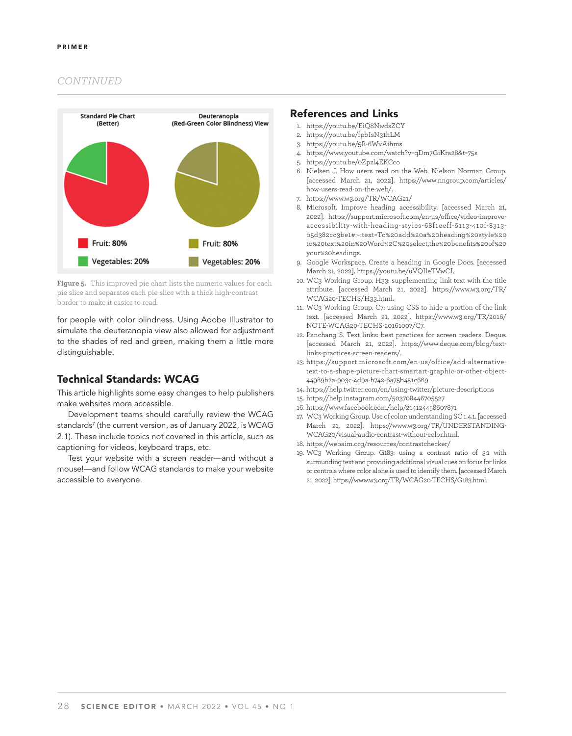*CONTINUED*

Standard Pie Chart (Better)

Deuteranopia (Red-Green Color Blindness) View

Fruit: 80%

Vegetables: 20%

Fruit: 80%

Vegetables: 20%

**Figure 5.** This improved pie chart lists the numeric values for each pie slice and separates each pie slice with a thick high-contrast border to make it easier to read.

for people with color blindness. Using Adobe Illustrator to simulate the deuteranopia view also allowed for adjustment to the shades of red and green, making them a little more distinguishable.

## Technical Standards: WCAG

This article highlights some easy changes to help publishers make websites more accessible.

Development teams should carefully review the WCAG standards[7] (the current version, as of January 2022, is WCAG 2.1). These include topics not covered in this article, such as captioning for videos, keyboard traps, etc.

Test your website with a screen reader—and without a mouse!—and follow WCAG standards to make your website accessible to everyone.

## References and Links

1. https://youtu.be/EiQ8NwdsZCY
2. https://youtu.be/fpbIsN31hLM
3. https://youtu.be/5R-6WvAihms
4. https://www.youtube.com/watch?v=qDm7GiKra28&t=75s
5. https://youtu.be/oZpzl4EKCco
6. Nielsen J. How users read on the Web. Nielson Norman Group. [accessed March 21, 2022]. https://www.nngroup.com/articles/how-users-read-on-the-web/.
7. https://www.w3.org/TR/WCAG21/
8. Microsoft. Improve heading accessibility. [accessed March 21, 2022]. https://support.microsoft.com/en-us/office/video-improve-accessibility-with-heading-styles-68f1eeff-6113-410f-8313-b5d382cc3be1#:~:text=To%20add%20a%20heading%20style%20to%20text%20in%20Word%2C%20select,the%20benefits%20of%20your%20headings.
9. Google Workspace. Create a heading in Google Docs. [accessed March 21, 2022]. https://youtu.be/uVQIleTVwCI.
10. WC3 Working Group. H33: supplementing link text with the title attribute. [accessed March 21, 2022]. https://www.w3.org/TR/WCAG20-TECHS/H33.html.
11. WC3 Working Group. C7: using CSS to hide a portion of the link text. [accessed March 21, 2022]. https://www.w3.org/TR/2016/NOTE-WCAG20-TECHS-20161007/C7.
12. Panchang S. Text links: best practices for screen readers. Deque. [accessed March 21, 2022]. https://www.deque.com/blog/text-links-practices-screen-readers/.
13. https://support.microsoft.com/en-us/office/add-alternative-text-to-a-shape-picture-chart-smartart-graphic-or-other-object-44989b2a-903c-4d9a-b742-6a75b451c669
14. https://help.twitter.com/en/using-twitter/picture-descriptions
15. https://help.instagram.com/503708446705527
16. https://www.facebook.com/help/214124458607871
17. WC3 Working Group. Use of color: understanding SC 1.4.1. [accessed March 21, 2022]. https://www.w3.org/TR/UNDERSTANDING-WCAG20/visual-audio-contrast-without-color.html.
18. https://webaim.org/resources/contrastchecker/
19. WC3 Working Group. G183: using a contrast ratio of 3:1 with surrounding text and providing additional visual cues on focus for links or controls where color alone is used to identify them. [accessed March 21, 2022]. https://www.w3.org/TR/WCAG20-TECHS/G183.html.